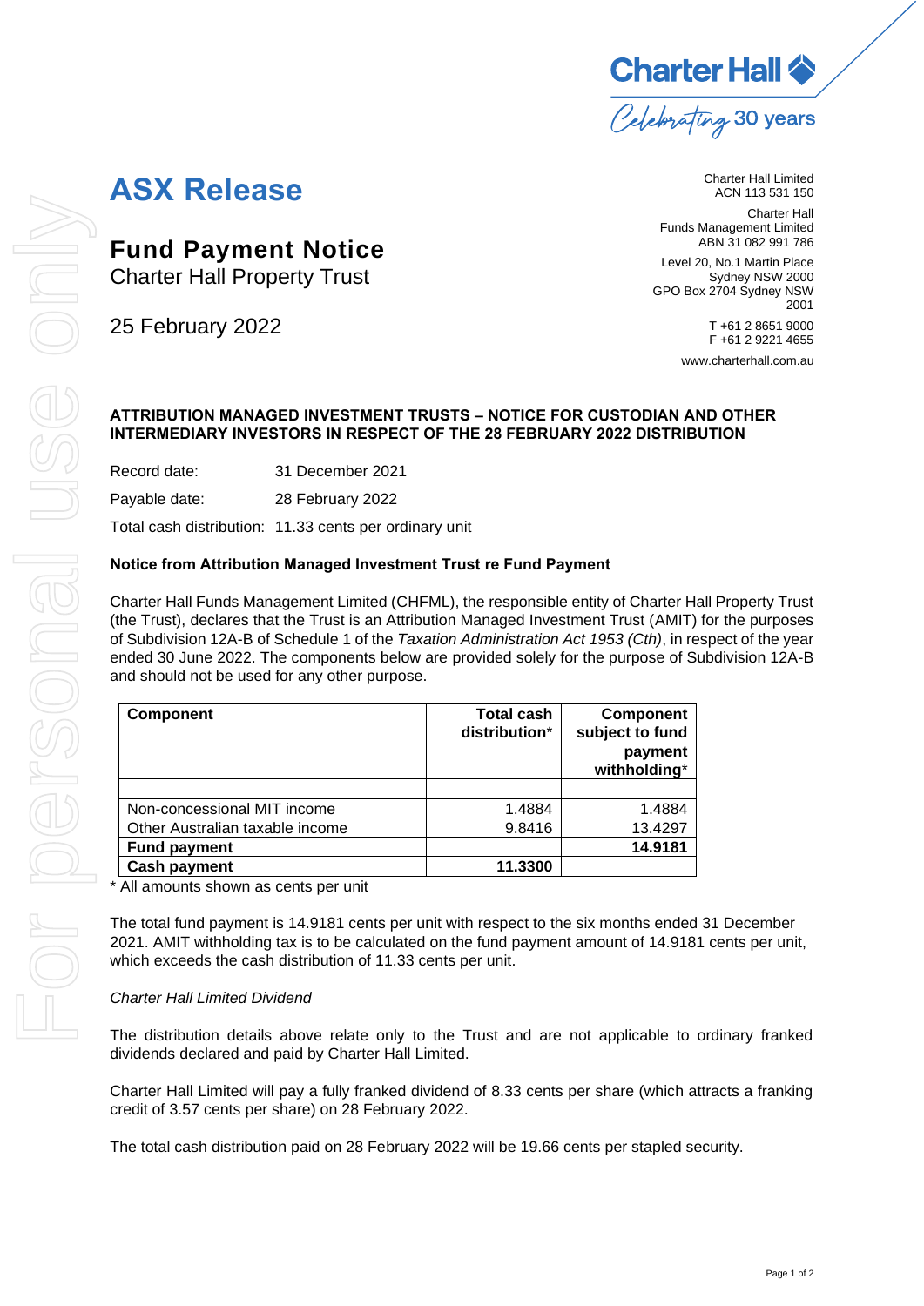Charter Hall

*Celebrating 30 years*

# ASX Release

## Fund Payment Notice

Charter Hall Property Trust

25 February 2022

Charter Hall Limited
ACN 113 531 150

Charter Hall
Funds Management Limited
ABN 31 082 991 786

Level 20, No.1 Martin Place
Sydney NSW 2000
GPO Box 2704 Sydney NSW 2001

T +61 2 8651 9000
F +61 2 9221 4655

www.charterhall.com.au

**ATTRIBUTION MANAGED INVESTMENT TRUSTS – NOTICE FOR CUSTODIAN AND OTHER INTERMEDIARY INVESTORS IN RESPECT OF THE 28 FEBRUARY 2022 DISTRIBUTION**

Record date: 31 December 2021

Payable date: 28 February 2022

Total cash distribution: 11.33 cents per ordinary unit

**Notice from Attribution Managed Investment Trust re Fund Payment**

Charter Hall Funds Management Limited (CHFML), the responsible entity of Charter Hall Property Trust (the Trust), declares that the Trust is an Attribution Managed Investment Trust (AMIT) for the purposes of Subdivision 12A-B of Schedule 1 of the *Taxation Administration Act 1953 (Cth)*, in respect of the year ended 30 June 2022. The components below are provided solely for the purpose of Subdivision 12A-B and should not be used for any other purpose.

| Component | Total cash distribution* | Component subject to fund payment withholding* |
|---|---|---|
| | | |
| Non-concessional MIT income | 1.4884 | 1.4884 |
| Other Australian taxable income | 9.8416 | 13.4297 |
| **Fund payment** | | **14.9181** |
| **Cash payment** | **11.3300** | |

\* All amounts shown as cents per unit

The total fund payment is 14.9181 cents per unit with respect to the six months ended 31 December 2021. AMIT withholding tax is to be calculated on the fund payment amount of 14.9181 cents per unit, which exceeds the cash distribution of 11.33 cents per unit.

*Charter Hall Limited Dividend*

The distribution details above relate only to the Trust and are not applicable to ordinary franked dividends declared and paid by Charter Hall Limited.

Charter Hall Limited will pay a fully franked dividend of 8.33 cents per share (which attracts a franking credit of 3.57 cents per share) on 28 February 2022.

The total cash distribution paid on 28 February 2022 will be 19.66 cents per stapled security.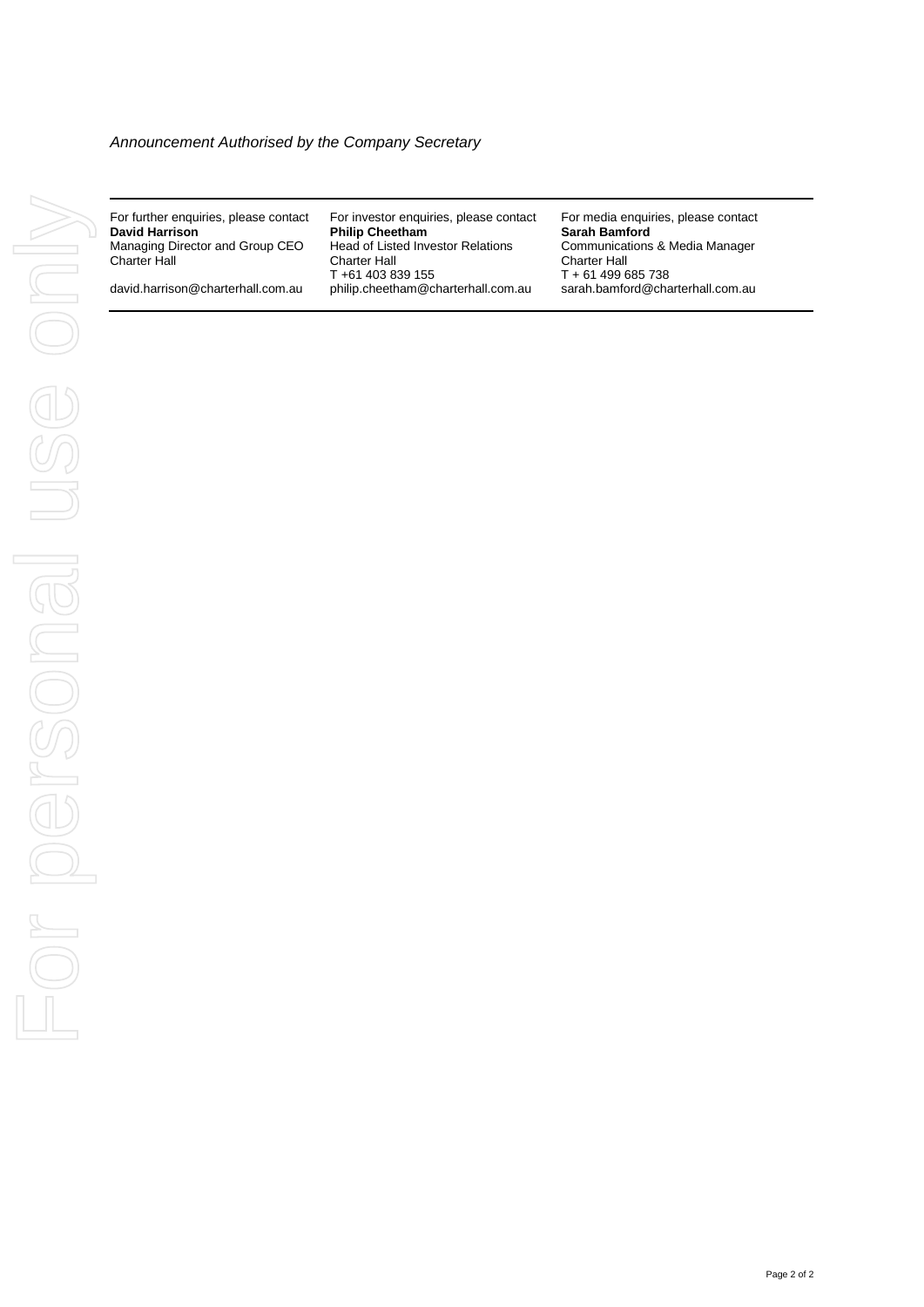*Announcement Authorised by the Company Secretary*

---

For further enquiries, please contact
**David Harrison**
Managing Director and Group CEO
Charter Hall

david.harrison@charterhall.com.au

For investor enquiries, please contact
**Philip Cheetham**
Head of Listed Investor Relations
Charter Hall
T +61 403 839 155
philip.cheetham@charterhall.com.au

For media enquiries, please contact
**Sarah Bamford**
Communications & Media Manager
Charter Hall
T + 61 499 685 738
sarah.bamford@charterhall.com.au

---